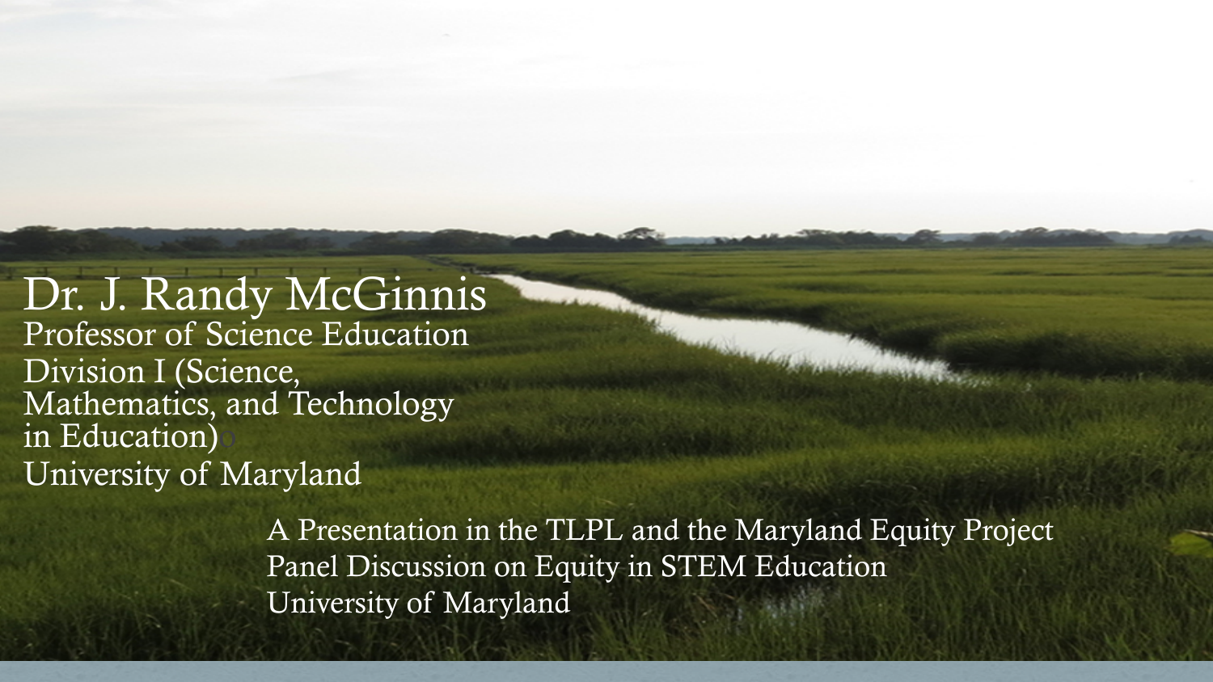# Dr. J. Randy McGinnis

Professor of Science Education
Division I (Science, Mathematics, and Technology in Education)
University of Maryland

A Presentation in the TLPL and the Maryland Equity Project Panel Discussion on Equity in STEM Education
University of Maryland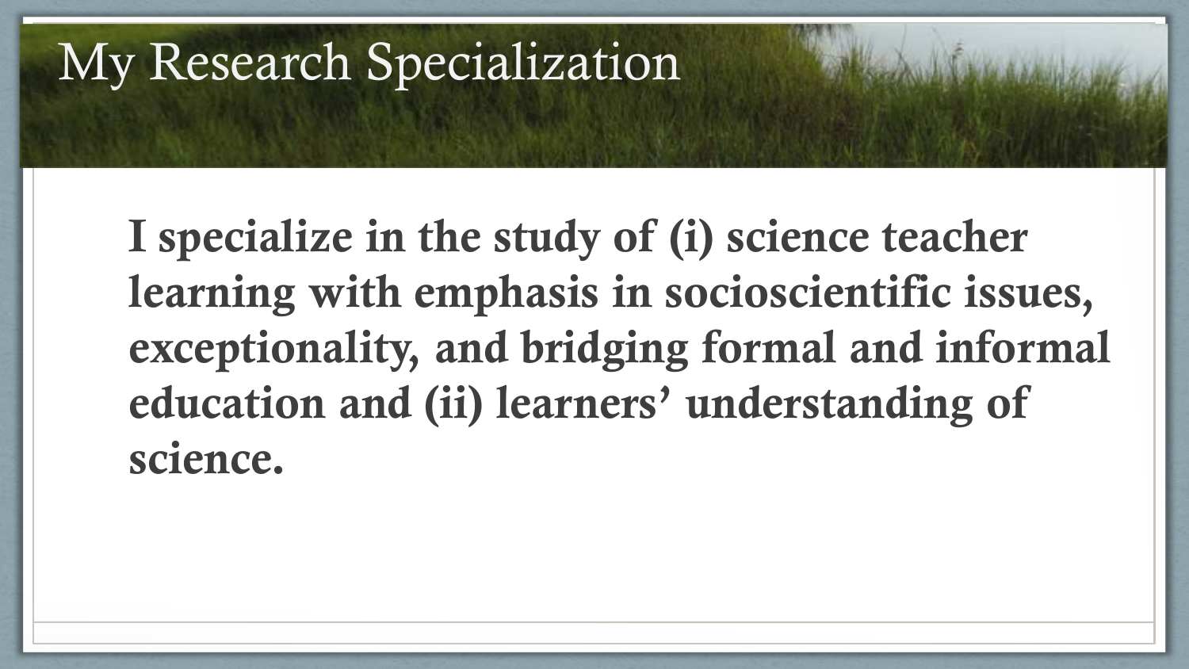# My Research Specialization

**I specialize in the study of (i) science teacher learning with emphasis in socioscientific issues, exceptionality, and bridging formal and informal education and (ii) learners' understanding of science.**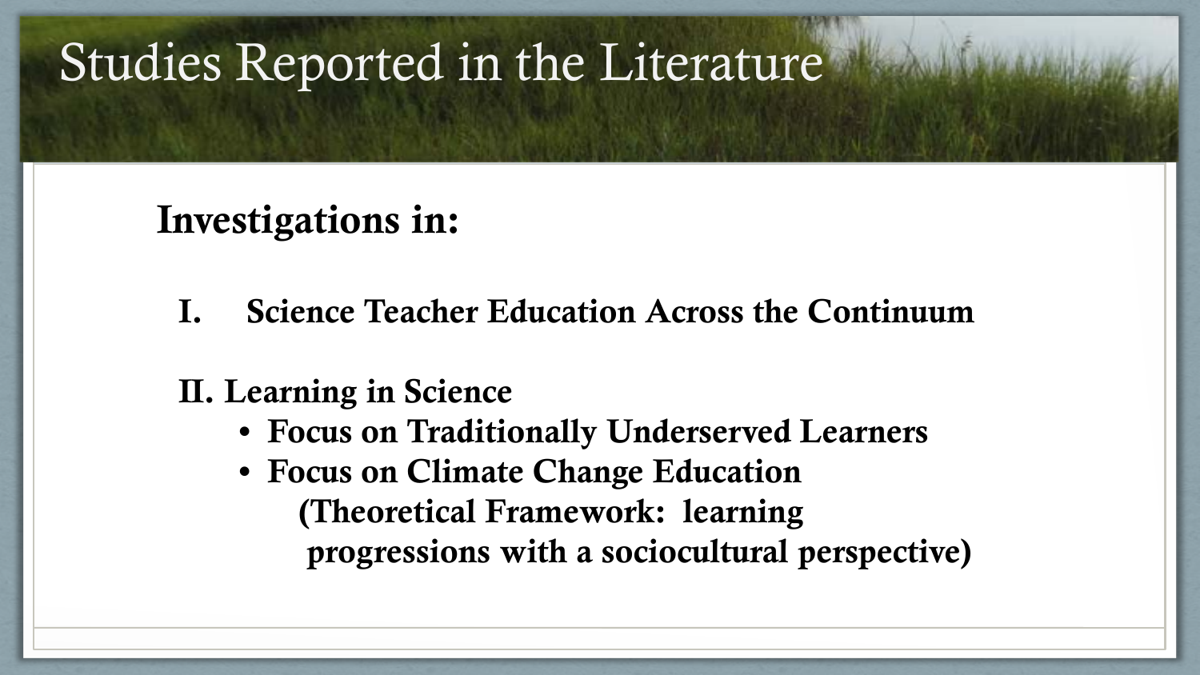# Studies Reported in the Literature

**Investigations in:**

**I. Science Teacher Education Across the Continuum**

**II. Learning in Science**

- **Focus on Traditionally Underserved Learners**
- **Focus on Climate Change Education**
  **(Theoretical Framework: learning progressions with a sociocultural perspective)**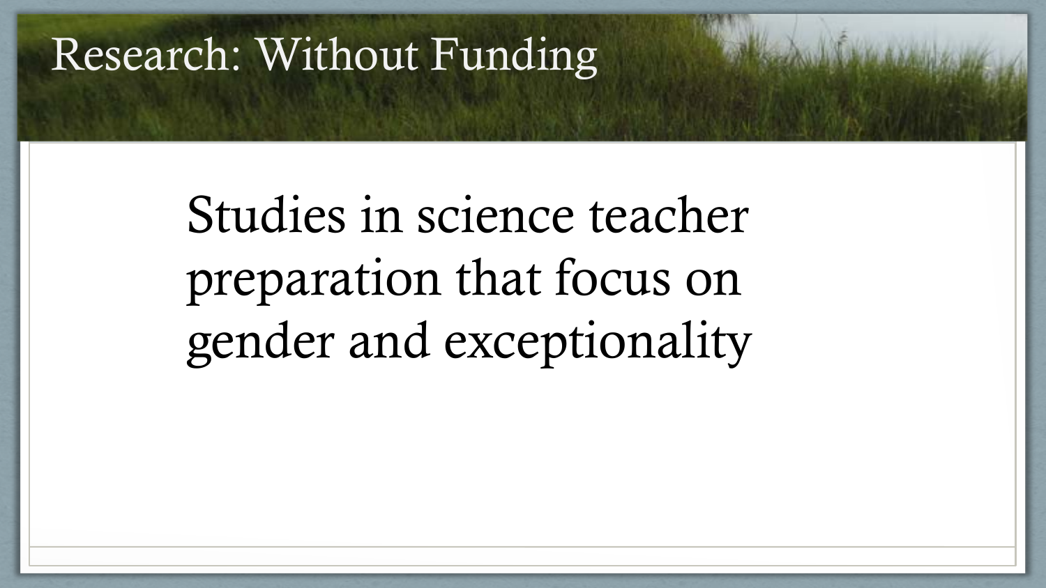# Research: Without Funding

Studies in science teacher preparation that focus on gender and exceptionality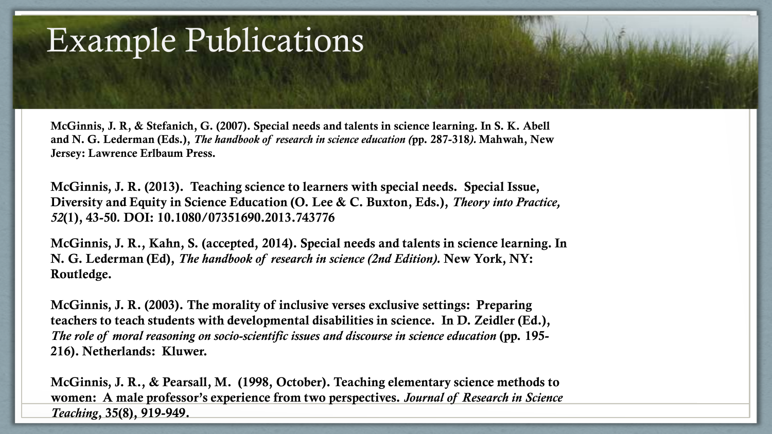# Example Publications

**McGinnis, J. R, & Stefanich, G. (2007). Special needs and talents in science learning. In S. K. Abell and N. G. Lederman (Eds.), *The handbook of research in science education (*pp. 287-318*).* Mahwah, New Jersey: Lawrence Erlbaum Press.**

**McGinnis, J. R. (2013). Teaching science to learners with special needs. Special Issue, Diversity and Equity in Science Education (O. Lee & C. Buxton, Eds.), *Theory into Practice, 52*(1), 43-50. DOI: 10.1080/07351690.2013.743776**

**McGinnis, J. R., Kahn, S. (accepted, 2014). Special needs and talents in science learning. In N. G. Lederman (Ed), *The handbook of research in science (2nd Edition).* New York, NY: Routledge.**

**McGinnis, J. R. (2003). The morality of inclusive verses exclusive settings: Preparing teachers to teach students with developmental disabilities in science. In D. Zeidler (Ed.), *The role of moral reasoning on socio-scientific issues and discourse in science education* (pp. 195-216). Netherlands: Kluwer.**

**McGinnis, J. R., & Pearsall, M. (1998, October). Teaching elementary science methods to women: A male professor's experience from two perspectives. *Journal of Research in Science Teaching*, 35(8), 919-949.**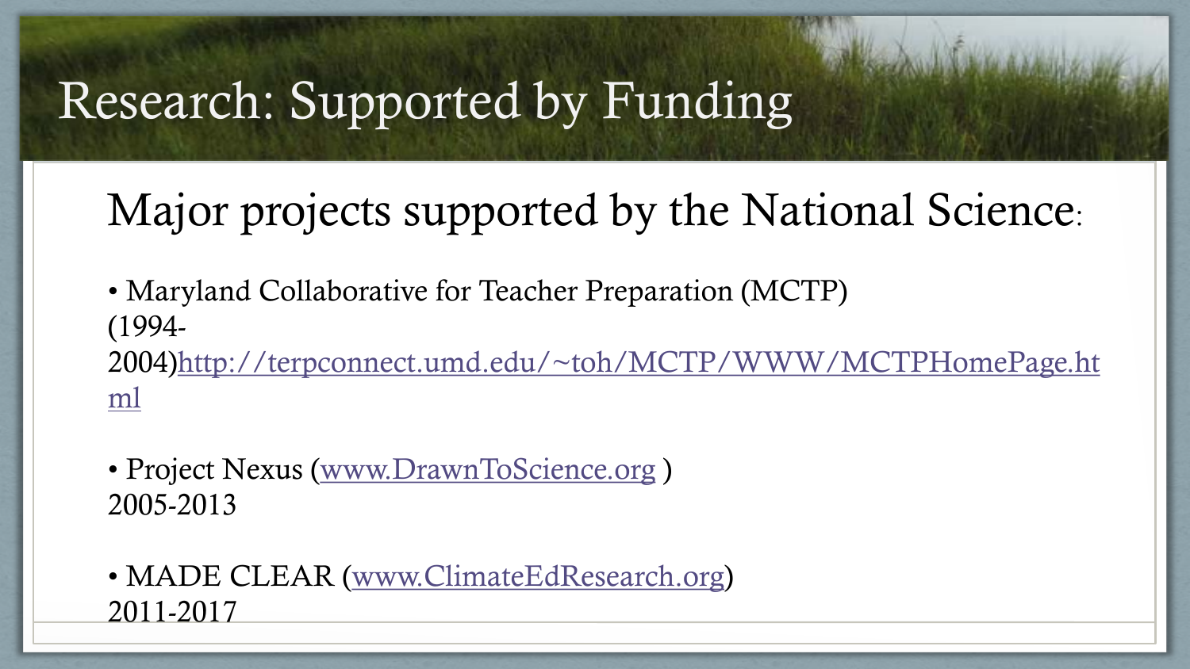# Research: Supported by Funding

## Major projects supported by the National Science:

- Maryland Collaborative for Teacher Preparation (MCTP) (1994-2004)[http://terpconnect.umd.edu/~toh/MCTP/WWW/MCTPHomePage.html](http://terpconnect.umd.edu/~toh/MCTP/WWW/MCTPHomePage.html)

- Project Nexus ([www.DrawnToScience.org](http://www.DrawnToScience.org) ) 2005-2013

- MADE CLEAR ([www.ClimateEdResearch.org](http://www.ClimateEdResearch.org)) 2011-2017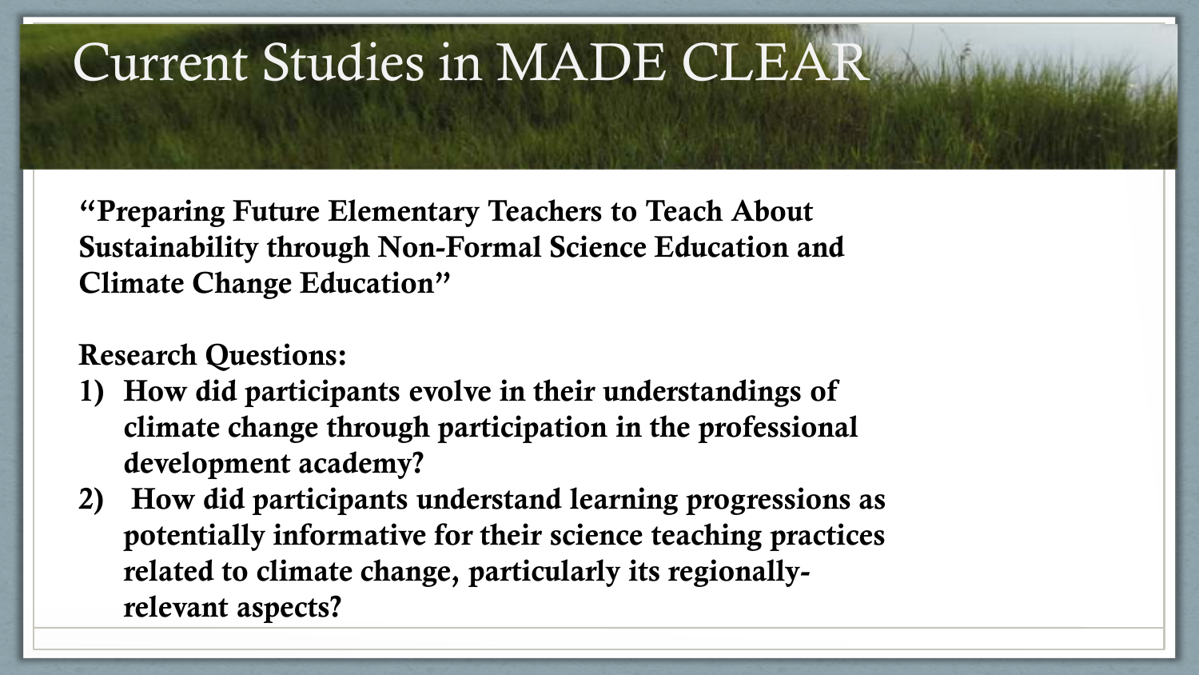# Current Studies in MADE CLEAR

**"Preparing Future Elementary Teachers to Teach About Sustainability through Non-Formal Science Education and Climate Change Education"**

**Research Questions:**

1) **How did participants evolve in their understandings of climate change through participation in the professional development academy?**
2) **How did participants understand learning progressions as potentially informative for their science teaching practices related to climate change, particularly its regionally-relevant aspects?**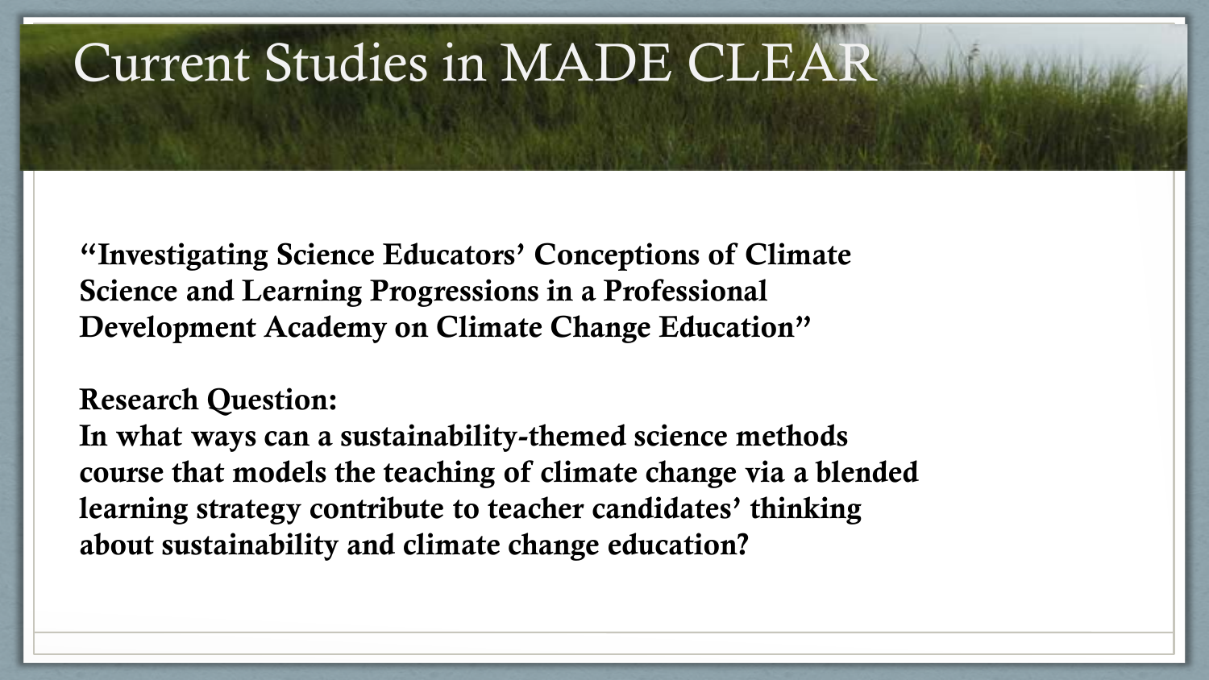# Current Studies in MADE CLEAR

**"Investigating Science Educators' Conceptions of Climate Science and Learning Progressions in a Professional Development Academy on Climate Change Education"**

**Research Question:**
**In what ways can a sustainability-themed science methods course that models the teaching of climate change via a blended learning strategy contribute to teacher candidates' thinking about sustainability and climate change education?**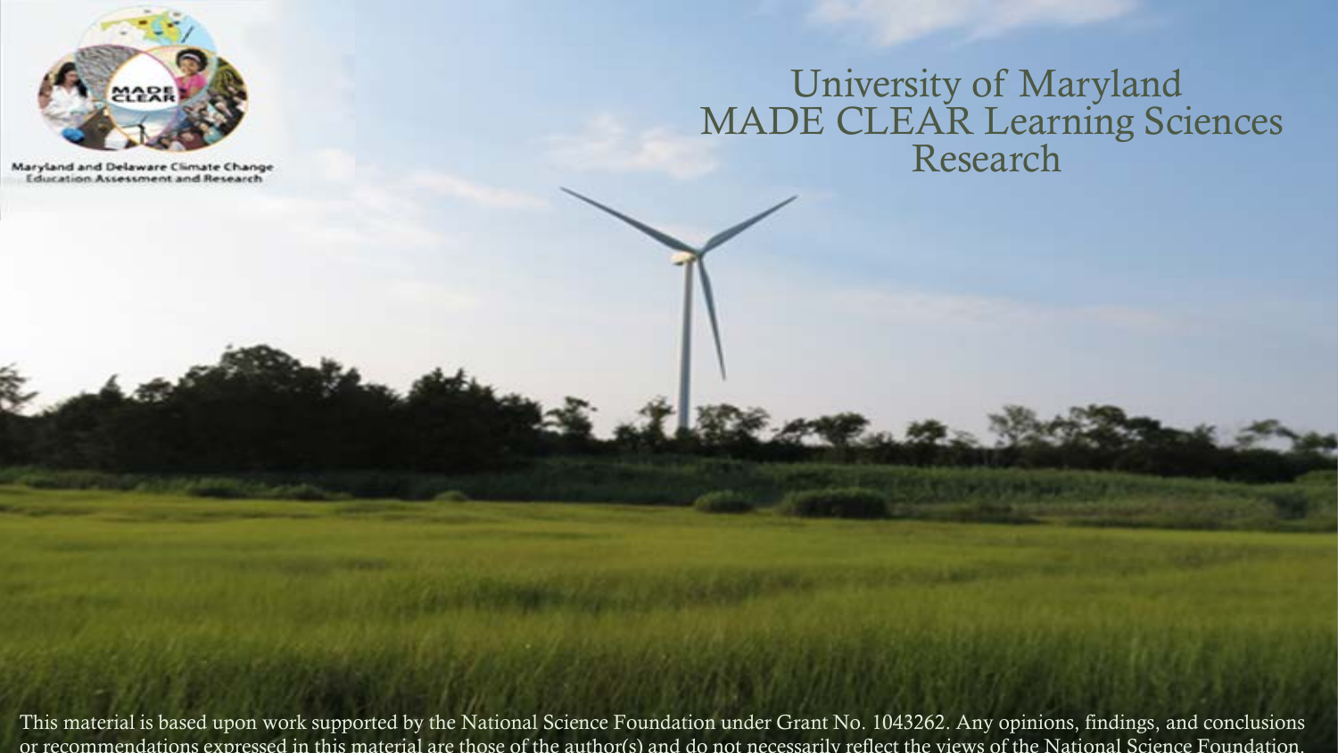Maryland and Delaware Climate Change Education Assessment and Research

# University of Maryland MADE CLEAR Learning Sciences Research

This material is based upon work supported by the National Science Foundation under Grant No. 1043262. Any opinions, findings, and conclusions or recommendations expressed in this material are those of the author(s) and do not necessarily reflect the views of the National Science Foundation.